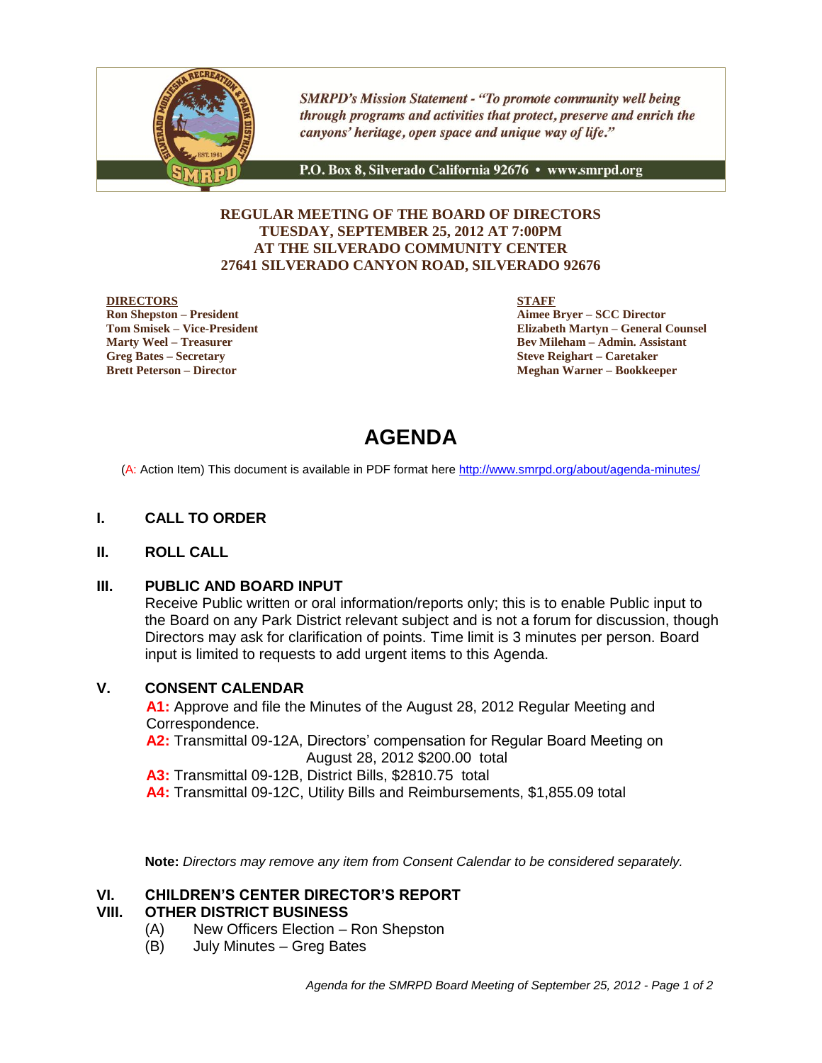*SMRPD's Mission Statement - "To promote community well being through programs and activities that protect, preserve and enrich the canyons' heritage, open space and unique way of life."*

**P.O. Box 8, Silverado California 92676 • www.smrpd.org**

**REGULAR MEETING OF THE BOARD OF DIRECTORS**
**TUESDAY, SEPTEMBER 25, 2012 AT 7:00PM**
**AT THE SILVERADO COMMUNITY CENTER**
**27641 SILVERADO CANYON ROAD, SILVERADO 92676**

**DIRECTORS**
**Ron Shepston – President**
**Tom Smisek – Vice-President**
**Marty Weel – Treasurer**
**Greg Bates – Secretary**
**Brett Peterson – Director**

**STAFF**
**Aimee Bryer – SCC Director**
**Elizabeth Martyn – General Counsel**
**Bev Mileham – Admin. Assistant**
**Steve Reighart – Caretaker**
**Meghan Warner – Bookkeeper**

# AGENDA

(A: Action Item) This document is available in PDF format here http://www.smrpd.org/about/agenda-minutes/

## I. CALL TO ORDER

## II. ROLL CALL

## III. PUBLIC AND BOARD INPUT

Receive Public written or oral information/reports only; this is to enable Public input to the Board on any Park District relevant subject and is not a forum for discussion, though Directors may ask for clarification of points. Time limit is 3 minutes per person. Board input is limited to requests to add urgent items to this Agenda.

## V. CONSENT CALENDAR

**A1:** Approve and file the Minutes of the August 28, 2012 Regular Meeting and Correspondence.
**A2:** Transmittal 09-12A, Directors' compensation for Regular Board Meeting on August 28, 2012 $200.00 total
**A3:** Transmittal 09-12B, District Bills, $2810.75 total
**A4:** Transmittal 09-12C, Utility Bills and Reimbursements, $1,855.09 total

**Note:** *Directors may remove any item from Consent Calendar to be considered separately.*

## VI. CHILDREN'S CENTER DIRECTOR'S REPORT

## VIII. OTHER DISTRICT BUSINESS

(A) New Officers Election – Ron Shepston
(B) July Minutes – Greg Bates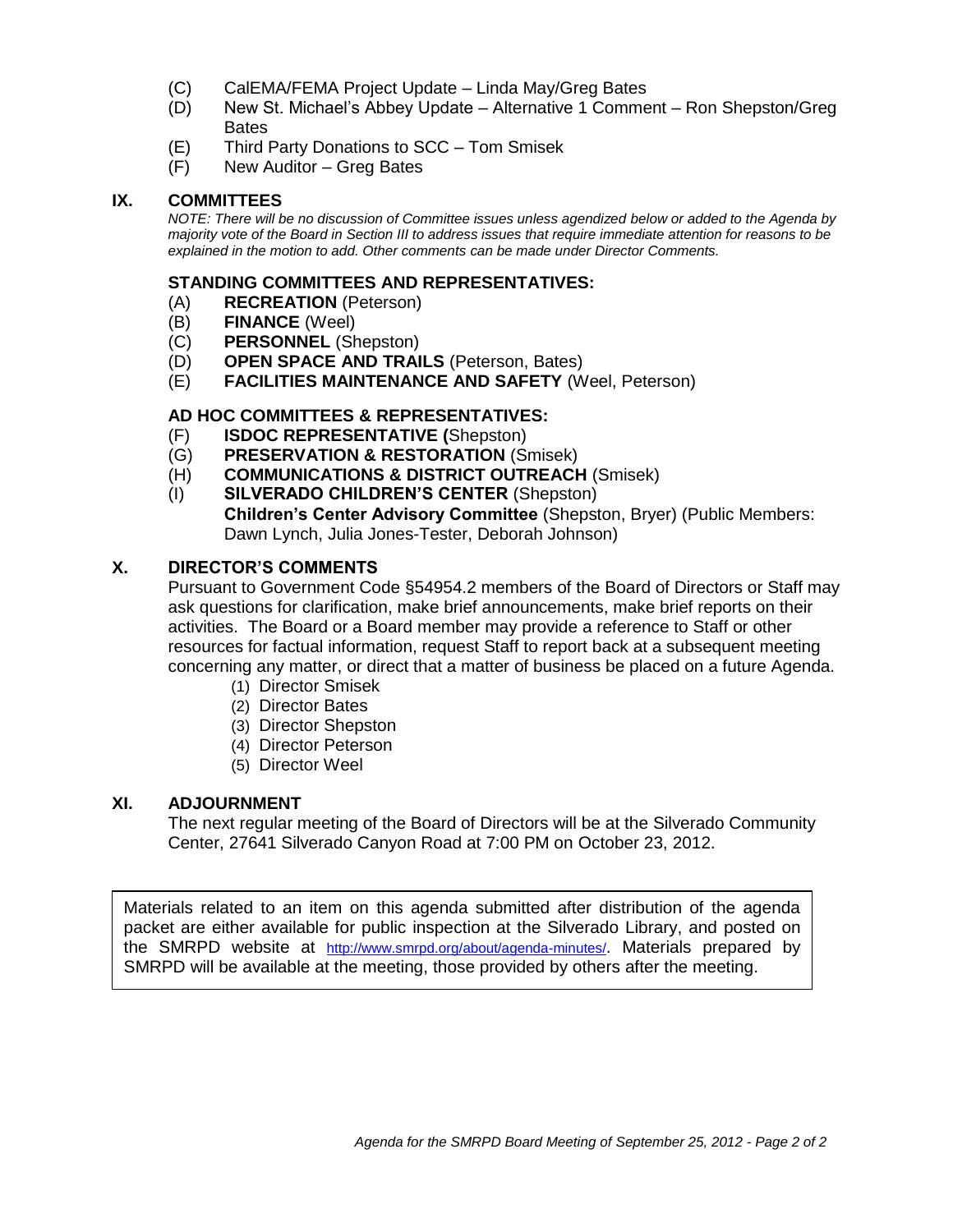(C) CalEMA/FEMA Project Update – Linda May/Greg Bates
(D) New St. Michael's Abbey Update – Alternative 1 Comment – Ron Shepston/Greg Bates
(E) Third Party Donations to SCC – Tom Smisek
(F) New Auditor – Greg Bates

## IX. COMMITTEES

*NOTE: There will be no discussion of Committee issues unless agendized below or added to the Agenda by majority vote of the Board in Section III to address issues that require immediate attention for reasons to be explained in the motion to add. Other comments can be made under Director Comments.*

### STANDING COMMITTEES AND REPRESENTATIVES:

(A) **RECREATION** (Peterson)
(B) **FINANCE** (Weel)
(C) **PERSONNEL** (Shepston)
(D) **OPEN SPACE AND TRAILS** (Peterson, Bates)
(E) **FACILITIES MAINTENANCE AND SAFETY** (Weel, Peterson)

### AD HOC COMMITTEES & REPRESENTATIVES:

(F) **ISDOC REPRESENTATIVE (**Shepston)
(G) **PRESERVATION & RESTORATION** (Smisek)
(H) **COMMUNICATIONS & DISTRICT OUTREACH** (Smisek)
(I) **SILVERADO CHILDREN'S CENTER** (Shepston)
**Children's Center Advisory Committee** (Shepston, Bryer) (Public Members: Dawn Lynch, Julia Jones-Tester, Deborah Johnson)

## X. DIRECTOR'S COMMENTS

Pursuant to Government Code §54954.2 members of the Board of Directors or Staff may ask questions for clarification, make brief announcements, make brief reports on their activities. The Board or a Board member may provide a reference to Staff or other resources for factual information, request Staff to report back at a subsequent meeting concerning any matter, or direct that a matter of business be placed on a future Agenda.

(1) Director Smisek
(2) Director Bates
(3) Director Shepston
(4) Director Peterson
(5) Director Weel

## XI. ADJOURNMENT

The next regular meeting of the Board of Directors will be at the Silverado Community Center, 27641 Silverado Canyon Road at 7:00 PM on October 23, 2012.

Materials related to an item on this agenda submitted after distribution of the agenda packet are either available for public inspection at the Silverado Library, and posted on the SMRPD website at http://www.smrpd.org/about/agenda-minutes/. Materials prepared by SMRPD will be available at the meeting, those provided by others after the meeting.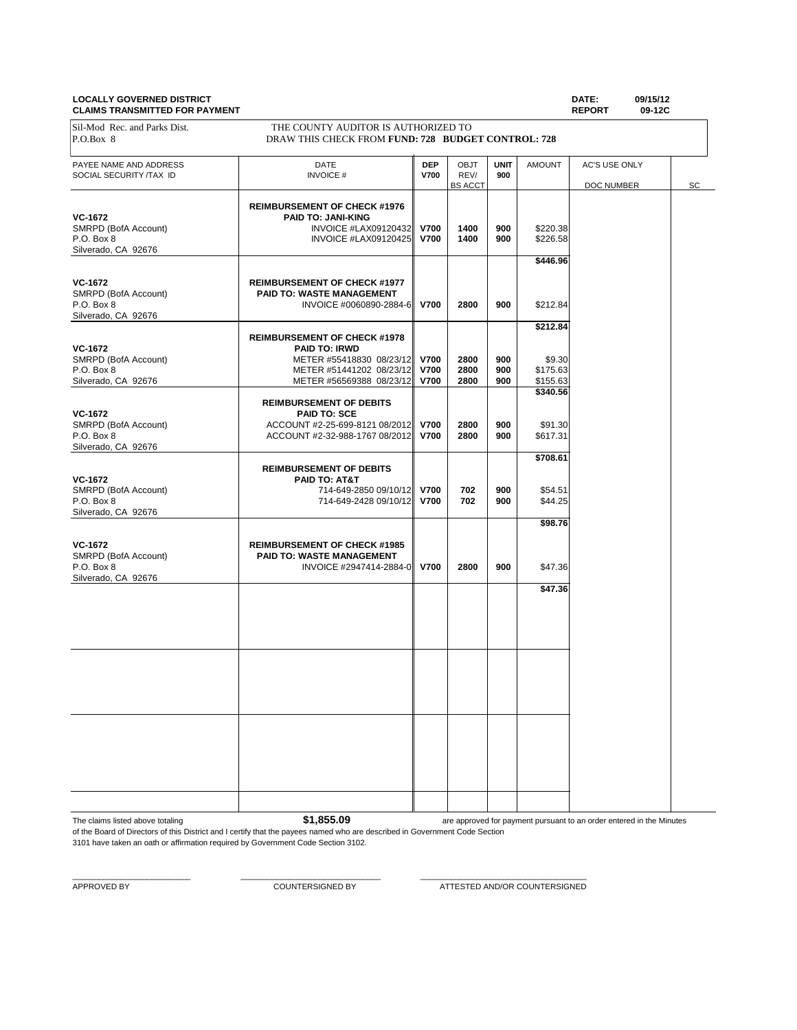**LOCALLY GOVERNED DISTRICT**
**CLAIMS TRANSMITTED FOR PAYMENT**

**DATE:** 09/15/12
**REPORT** 09-12C

Sil-Mod Rec. and Parks Dist.
P.O.Box 8

THE COUNTY AUDITOR IS AUTHORIZED TO
DRAW THIS CHECK FROM **FUND: 728 BUDGET CONTROL: 728**

| PAYEE NAME AND ADDRESS SOCIAL SECURITY /TAX ID | DATE INVOICE # | DEP V700 | OBJT REV/ BS ACCT | UNIT 900 | AMOUNT | AC'S USE ONLY DOC NUMBER | SC |
|---|---|---|---|---|---|---|---|
| **VC-1672** SMRPD (BofA Account) P.O. Box 8 Silverado, CA 92676 | **REIMBURSEMENT OF CHECK #1976** **PAID TO: JANI-KING** | | | | | | |
| | INVOICE #LAX09120432 | **V700** | **1400** | **900** | $220.38 | | |
| | INVOICE #LAX09120425 | **V700** | **1400** | **900** | $226.58 | | |
| | | | | | **$446.96** | | |
| **VC-1672** SMRPD (BofA Account) P.O. Box 8 Silverado, CA 92676 | **REIMBURSEMENT OF CHECK #1977** **PAID TO: WASTE MANAGEMENT** | | | | | | |
| | INVOICE #0060890-2884-6 | **V700** | **2800** | **900** | $212.84 | | |
| | | | | | **$212.84** | | |
| **VC-1672** SMRPD (BofA Account) P.O. Box 8 Silverado, CA 92676 | **REIMBURSEMENT OF CHECK #1978** **PAID TO: IRWD** | | | | | | |
| | METER #55418830 08/23/12 | **V700** | **2800** | **900** | $9.30 | | |
| | METER #51441202 08/23/12 | **V700** | **2800** | **900** | $175.63 | | |
| | METER #56569388 08/23/12 | **V700** | **2800** | **900** | $155.63 | | |
| | | | | | **$340.56** | | |
| **VC-1672** SMRPD (BofA Account) P.O. Box 8 Silverado, CA 92676 | **REIMBURSEMENT OF DEBITS** **PAID TO: SCE** | | | | | | |
| | ACCOUNT #2-25-699-8121 08/2012 | **V700** | **2800** | **900** | $91.30 | | |
| | ACCOUNT #2-32-988-1767 08/2012 | **V700** | **2800** | **900** | $617.31 | | |
| | | | | | **$708.61** | | |
| **VC-1672** SMRPD (BofA Account) P.O. Box 8 Silverado, CA 92676 | **REIMBURSEMENT OF DEBITS** **PAID TO: AT&T** | | | | | | |
| | 714-649-2850 09/10/12 | **V700** | **702** | **900** | $54.51 | | |
| | 714-649-2428 09/10/12 | **V700** | **702** | **900** | $44.25 | | |
| | | | | | **$98.76** | | |
| **VC-1672** SMRPD (BofA Account) P.O. Box 8 Silverado, CA 92676 | **REIMBURSEMENT OF CHECK #1985** **PAID TO: WASTE MANAGEMENT** | | | | | | |
| | INVOICE #2947414-2884-0 | **V700** | **2800** | **900** | $47.36 | | |
| | | | | | **$47.36** | | |

The claims listed above totaling **$1,855.09** are approved for payment pursuant to an order entered in the Minutes of the Board of Directors of this District and I certify that the payees named who are described in Government Code Section 3101 have taken an oath or affirmation required by Government Code Section 3102.

\_\_\_\_\_\_\_\_\_\_\_\_\_\_\_\_\_\_\_\_\_\_\_\_ APPROVED BY

\_\_\_\_\_\_\_\_\_\_\_\_\_\_\_\_\_\_\_\_\_\_\_\_ COUNTERSIGNED BY

\_\_\_\_\_\_\_\_\_\_\_\_\_\_\_\_\_\_\_\_\_\_\_\_ ATTESTED AND/OR COUNTERSIGNED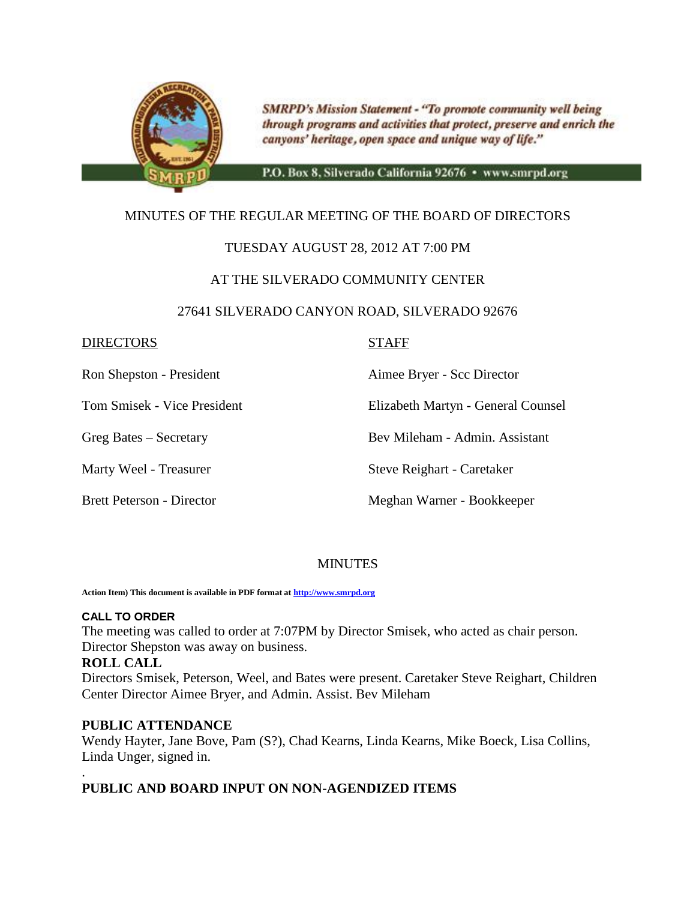SMRPD's Mission Statement - "To promote community well being through programs and activities that protect, preserve and enrich the canyons' heritage, open space and unique way of life."

P.O. Box 8, Silverado California 92676 • www.smrpd.org

MINUTES OF THE REGULAR MEETING OF THE BOARD OF DIRECTORS

TUESDAY AUGUST 28, 2012 AT 7:00 PM

AT THE SILVERADO COMMUNITY CENTER

27641 SILVERADO CANYON ROAD, SILVERADO 92676

| DIRECTORS | STAFF |
| --- | --- |
| Ron Shepston - President | Aimee Bryer - Scc Director |
| Tom Smisek - Vice President | Elizabeth Martyn - General Counsel |
| Greg Bates – Secretary | Bev Mileham - Admin. Assistant |
| Marty Weel - Treasurer | Steve Reighart - Caretaker |
| Brett Peterson - Director | Meghan Warner - Bookkeeper |

MINUTES

**Action Item) This document is available in PDF format at http://www.smrpd.org**

**CALL TO ORDER**

The meeting was called to order at 7:07PM by Director Smisek, who acted as chair person. Director Shepston was away on business.

**ROLL CALL**

Directors Smisek, Peterson, Weel, and Bates were present. Caretaker Steve Reighart, Children Center Director Aimee Bryer, and Admin. Assist. Bev Mileham

**PUBLIC ATTENDANCE**

Wendy Hayter, Jane Bove, Pam (S?), Chad Kearns, Linda Kearns, Mike Boeck, Lisa Collins, Linda Unger, signed in.

.

**PUBLIC AND BOARD INPUT ON NON-AGENDIZED ITEMS**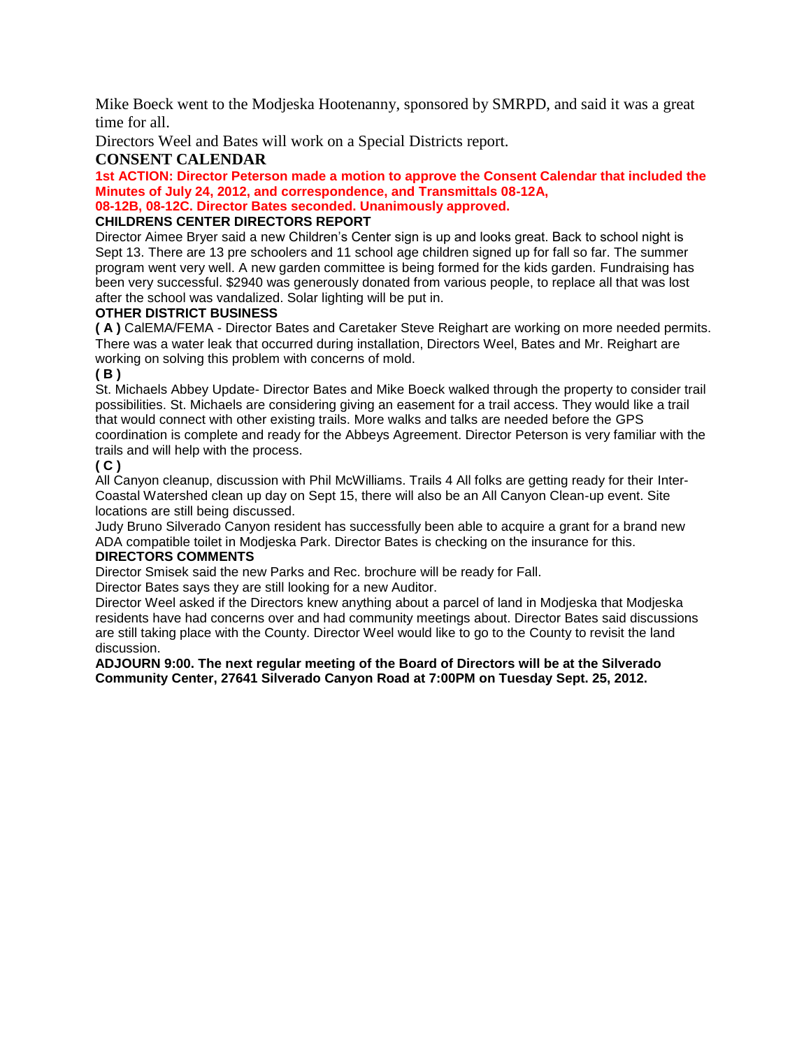Mike Boeck went to the Modjeska Hootenanny, sponsored by SMRPD, and said it was a great time for all.

Directors Weel and Bates will work on a Special Districts report.

## CONSENT CALENDAR

**1st ACTION: Director Peterson made a motion to approve the Consent Calendar that included the Minutes of July 24, 2012, and correspondence, and Transmittals 08-12A, 08-12B, 08-12C. Director Bates seconded. Unanimously approved.**

### CHILDRENS CENTER DIRECTORS REPORT

Director Aimee Bryer said a new Children's Center sign is up and looks great. Back to school night is Sept 13. There are 13 pre schoolers and 11 school age children signed up for fall so far. The summer program went very well. A new garden committee is being formed for the kids garden. Fundraising has been very successful. $2940 was generously donated from various people, to replace all that was lost after the school was vandalized. Solar lighting will be put in.

### OTHER DISTRICT BUSINESS

**( A )** CalEMA/FEMA - Director Bates and Caretaker Steve Reighart are working on more needed permits. There was a water leak that occurred during installation, Directors Weel, Bates and Mr. Reighart are working on solving this problem with concerns of mold.

**( B )**

St. Michaels Abbey Update- Director Bates and Mike Boeck walked through the property to consider trail possibilities. St. Michaels are considering giving an easement for a trail access. They would like a trail that would connect with other existing trails. More walks and talks are needed before the GPS coordination is complete and ready for the Abbeys Agreement. Director Peterson is very familiar with the trails and will help with the process.

**( C )**

All Canyon cleanup, discussion with Phil McWilliams. Trails 4 All folks are getting ready for their Inter-Coastal Watershed clean up day on Sept 15, there will also be an All Canyon Clean-up event. Site locations are still being discussed.

Judy Bruno Silverado Canyon resident has successfully been able to acquire a grant for a brand new ADA compatible toilet in Modjeska Park. Director Bates is checking on the insurance for this.

### DIRECTORS COMMENTS

Director Smisek said the new Parks and Rec. brochure will be ready for Fall.

Director Bates says they are still looking for a new Auditor.

Director Weel asked if the Directors knew anything about a parcel of land in Modjeska that Modjeska residents have had concerns over and had community meetings about. Director Bates said discussions are still taking place with the County. Director Weel would like to go to the County to revisit the land discussion.

**ADJOURN 9:00. The next regular meeting of the Board of Directors will be at the Silverado Community Center, 27641 Silverado Canyon Road at 7:00PM on Tuesday Sept. 25, 2012.**